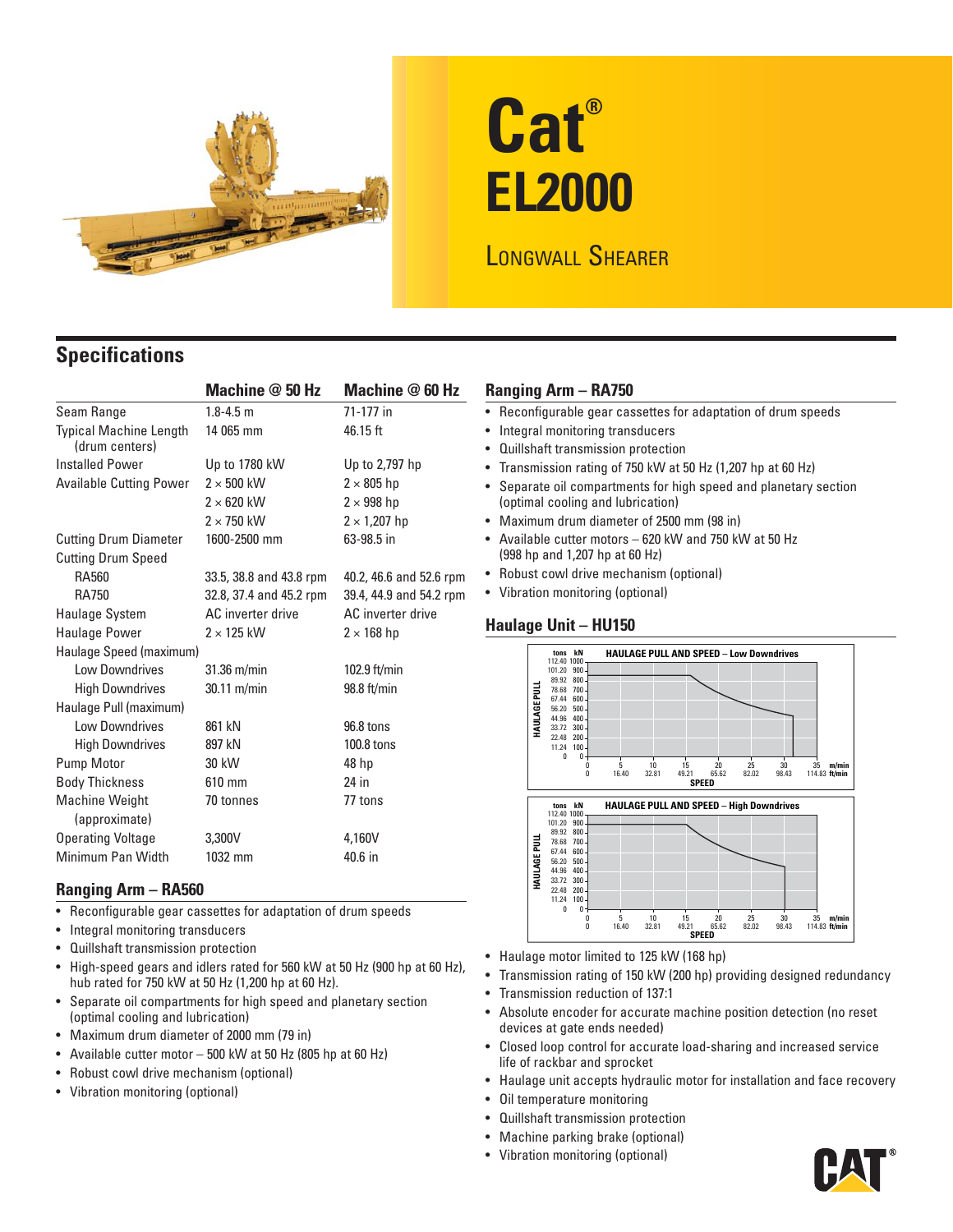# Cat® EL2000

## Longwall Shearer

## Specifications

| | Machine @ 50 Hz | Machine @ 60 Hz |
|---|---|---|
| Seam Range | 1.8-4.5 m | 71-177 in |
| Typical Machine Length (drum centers) | 14 065 mm | 46.15 ft |
| Installed Power | Up to 1780 kW | Up to 2,797 hp |
| Available Cutting Power | 2 × 500 kW | 2 × 805 hp |
| | 2 × 620 kW | 2 × 998 hp |
| | 2 × 750 kW | 2 × 1,207 hp |
| Cutting Drum Diameter | 1600-2500 mm | 63-98.5 in |
| Cutting Drum Speed | | |
| RA560 | 33.5, 38.8 and 43.8 rpm | 40.2, 46.6 and 52.6 rpm |
| RA750 | 32.8, 37.4 and 45.2 rpm | 39.4, 44.9 and 54.2 rpm |
| Haulage System | AC inverter drive | AC inverter drive |
| Haulage Power | 2 × 125 kW | 2 × 168 hp |
| Haulage Speed (maximum) | | |
| Low Downdrives | 31.36 m/min | 102.9 ft/min |
| High Downdrives | 30.11 m/min | 98.8 ft/min |
| Haulage Pull (maximum) | | |
| Low Downdrives | 861 kN | 96.8 tons |
| High Downdrives | 897 kN | 100.8 tons |
| Pump Motor | 30 kW | 48 hp |
| Body Thickness | 610 mm | 24 in |
| Machine Weight (approximate) | 70 tonnes | 77 tons |
| Operating Voltage | 3,300V | 4,160V |
| Minimum Pan Width | 1032 mm | 40.6 in |

### Ranging Arm – RA560

- Reconfigurable gear cassettes for adaptation of drum speeds
- Integral monitoring transducers
- Quillshaft transmission protection
- High-speed gears and idlers rated for 560 kW at 50 Hz (900 hp at 60 Hz), hub rated for 750 kW at 50 Hz (1,200 hp at 60 Hz).
- Separate oil compartments for high speed and planetary section (optimal cooling and lubrication)
- Maximum drum diameter of 2000 mm (79 in)
- Available cutter motor – 500 kW at 50 Hz (805 hp at 60 Hz)
- Robust cowl drive mechanism (optional)
- Vibration monitoring (optional)

### Ranging Arm – RA750

- Reconfigurable gear cassettes for adaptation of drum speeds
- Integral monitoring transducers
- Quillshaft transmission protection
- Transmission rating of 750 kW at 50 Hz (1,207 hp at 60 Hz)
- Separate oil compartments for high speed and planetary section (optimal cooling and lubrication)
- Maximum drum diameter of 2500 mm (98 in)
- Available cutter motors – 620 kW and 750 kW at 50 Hz (998 hp and 1,207 hp at 60 Hz)
- Robust cowl drive mechanism (optional)
- Vibration monitoring (optional)

### Haulage Unit – HU150

HAULAGE PULL AND SPEED – Low Downdrives

HAULAGE PULL AND SPEED – High Downdrives

- Haulage motor limited to 125 kW (168 hp)
- Transmission rating of 150 kW (200 hp) providing designed redundancy
- Transmission reduction of 137:1
- Absolute encoder for accurate machine position detection (no reset devices at gate ends needed)
- Closed loop control for accurate load-sharing and increased service life of rackbar and sprocket
- Haulage unit accepts hydraulic motor for installation and face recovery
- Oil temperature monitoring
- Quillshaft transmission protection
- Machine parking brake (optional)
- Vibration monitoring (optional)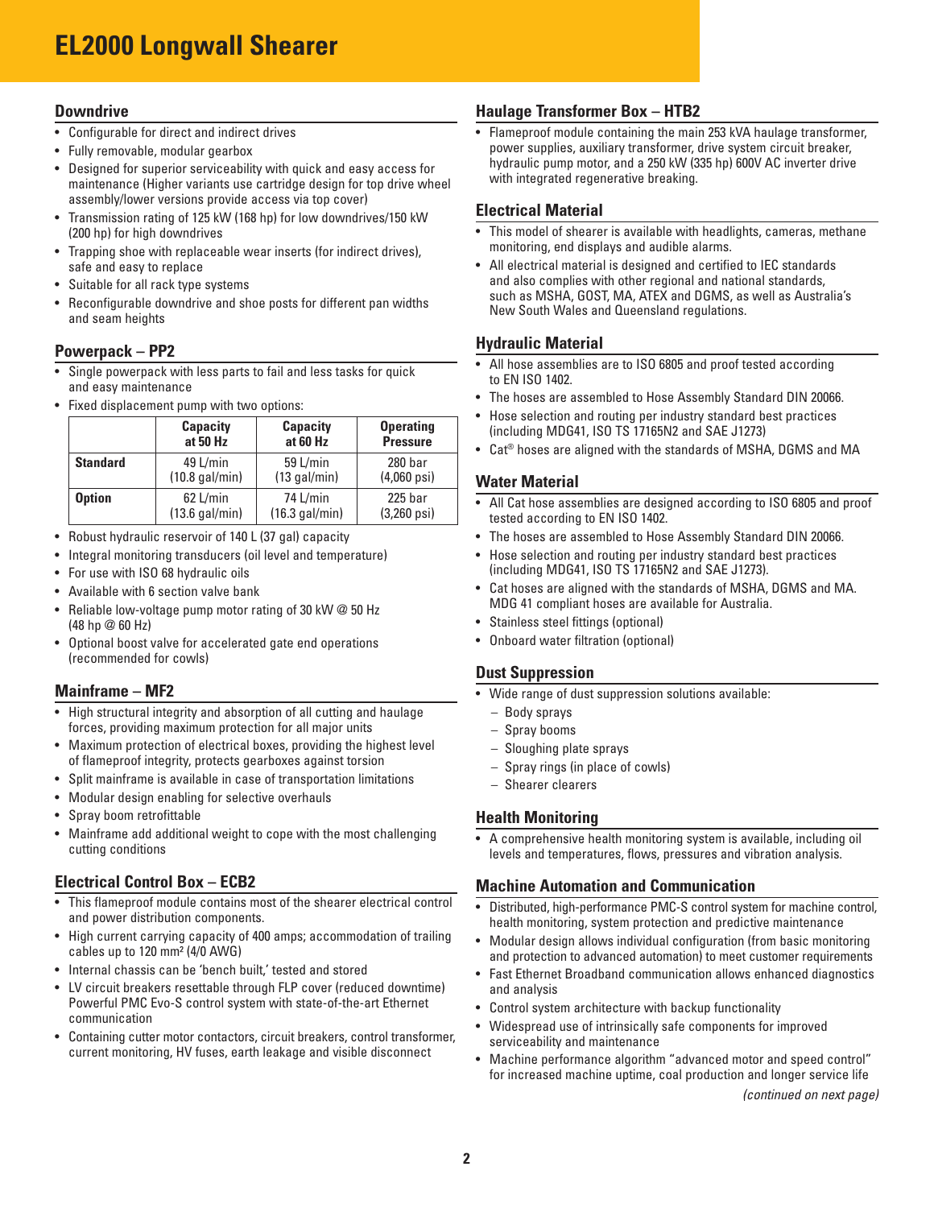# EL2000 Longwall Shearer

## Downdrive

- Configurable for direct and indirect drives
- Fully removable, modular gearbox
- Designed for superior serviceability with quick and easy access for maintenance (Higher variants use cartridge design for top drive wheel assembly/lower versions provide access via top cover)
- Transmission rating of 125 kW (168 hp) for low downdrives/150 kW (200 hp) for high downdrives
- Trapping shoe with replaceable wear inserts (for indirect drives), safe and easy to replace
- Suitable for all rack type systems
- Reconfigurable downdrive and shoe posts for different pan widths and seam heights

## Powerpack – PP2

- Single powerpack with less parts to fail and less tasks for quick and easy maintenance
- Fixed displacement pump with two options:

| | Capacity at 50 Hz | Capacity at 60 Hz | Operating Pressure |
|---|---|---|---|
| **Standard** | 49 L/min (10.8 gal/min) | 59 L/min (13 gal/min) | 280 bar (4,060 psi) |
| **Option** | 62 L/min (13.6 gal/min) | 74 L/min (16.3 gal/min) | 225 bar (3,260 psi) |

- Robust hydraulic reservoir of 140 L (37 gal) capacity
- Integral monitoring transducers (oil level and temperature)
- For use with ISO 68 hydraulic oils
- Available with 6 section valve bank
- Reliable low-voltage pump motor rating of 30 kW @ 50 Hz (48 hp @ 60 Hz)
- Optional boost valve for accelerated gate end operations (recommended for cowls)

## Mainframe – MF2

- High structural integrity and absorption of all cutting and haulage forces, providing maximum protection for all major units
- Maximum protection of electrical boxes, providing the highest level of flameproof integrity, protects gearboxes against torsion
- Split mainframe is available in case of transportation limitations
- Modular design enabling for selective overhauls
- Spray boom retrofittable
- Mainframe add additional weight to cope with the most challenging cutting conditions

## Electrical Control Box – ECB2

- This flameproof module contains most of the shearer electrical control and power distribution components.
- High current carrying capacity of 400 amps; accommodation of trailing cables up to 120 mm² (4/0 AWG)
- Internal chassis can be 'bench built,' tested and stored
- LV circuit breakers resettable through FLP cover (reduced downtime) Powerful PMC Evo-S control system with state-of-the-art Ethernet communication
- Containing cutter motor contactors, circuit breakers, control transformer, current monitoring, HV fuses, earth leakage and visible disconnect

## Haulage Transformer Box – HTB2

- Flameproof module containing the main 253 kVA haulage transformer, power supplies, auxiliary transformer, drive system circuit breaker, hydraulic pump motor, and a 250 kW (335 hp) 600V AC inverter drive with integrated regenerative breaking.

## Electrical Material

- This model of shearer is available with headlights, cameras, methane monitoring, end displays and audible alarms.
- All electrical material is designed and certified to IEC standards and also complies with other regional and national standards, such as MSHA, GOST, MA, ATEX and DGMS, as well as Australia's New South Wales and Queensland regulations.

## Hydraulic Material

- All hose assemblies are to ISO 6805 and proof tested according to EN ISO 1402.
- The hoses are assembled to Hose Assembly Standard DIN 20066.
- Hose selection and routing per industry standard best practices (including MDG41, ISO TS 17165N2 and SAE J1273)
- Cat® hoses are aligned with the standards of MSHA, DGMS and MA

## Water Material

- All Cat hose assemblies are designed according to ISO 6805 and proof tested according to EN ISO 1402.
- The hoses are assembled to Hose Assembly Standard DIN 20066.
- Hose selection and routing per industry standard best practices (including MDG41, ISO TS 17165N2 and SAE J1273).
- Cat hoses are aligned with the standards of MSHA, DGMS and MA. MDG 41 compliant hoses are available for Australia.
- Stainless steel fittings (optional)
- Onboard water filtration (optional)

## Dust Suppression

- Wide range of dust suppression solutions available:
  - Body sprays
  - Spray booms
  - Sloughing plate sprays
  - Spray rings (in place of cowls)
  - Shearer clearers

## Health Monitoring

- A comprehensive health monitoring system is available, including oil levels and temperatures, flows, pressures and vibration analysis.

## Machine Automation and Communication

- Distributed, high-performance PMC-S control system for machine control, health monitoring, system protection and predictive maintenance
- Modular design allows individual configuration (from basic monitoring and protection to advanced automation) to meet customer requirements
- Fast Ethernet Broadband communication allows enhanced diagnostics and analysis
- Control system architecture with backup functionality
- Widespread use of intrinsically safe components for improved serviceability and maintenance
- Machine performance algorithm "advanced motor and speed control" for increased machine uptime, coal production and longer service life

*(continued on next page)*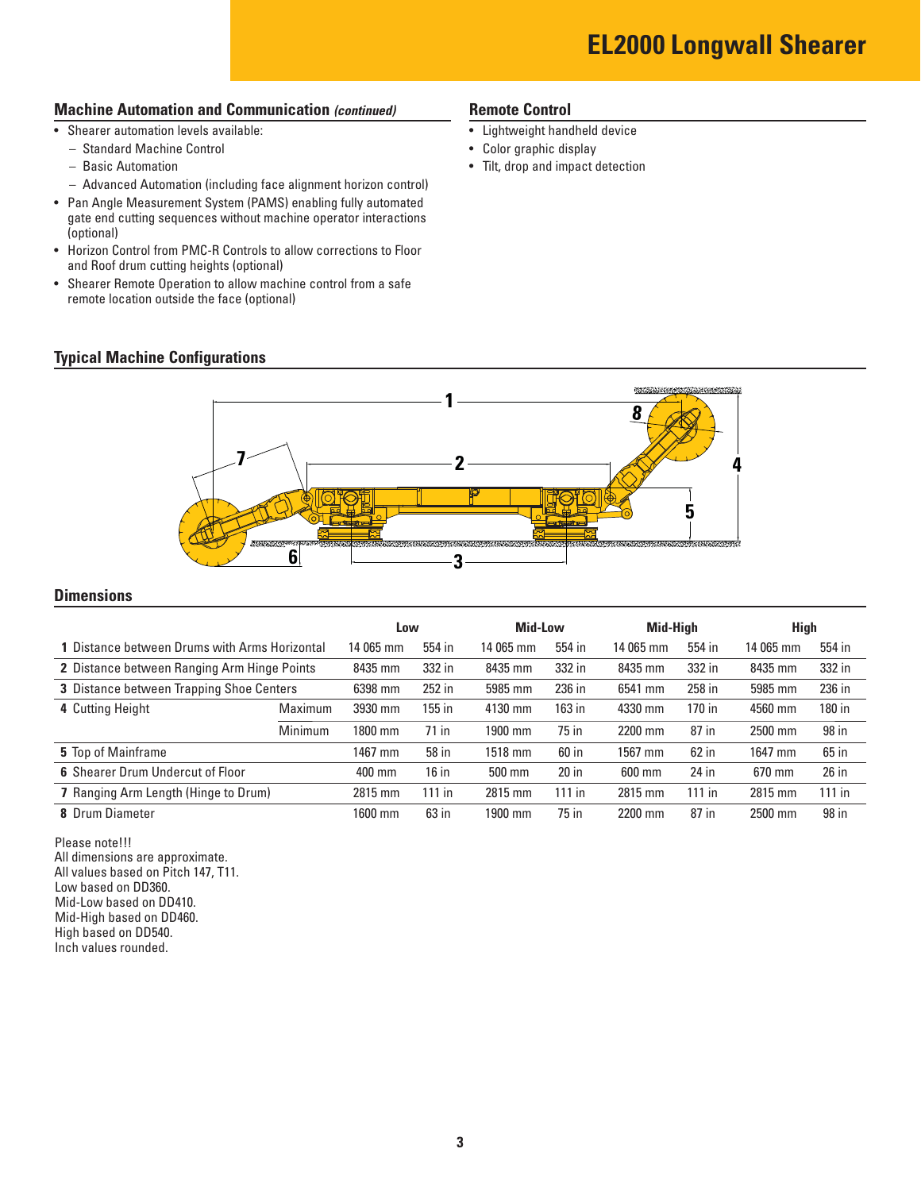# EL2000 Longwall Shearer

## Machine Automation and Communication *(continued)*

- Shearer automation levels available:
  - Standard Machine Control
  - Basic Automation
  - Advanced Automation (including face alignment horizon control)
- Pan Angle Measurement System (PAMS) enabling fully automated gate end cutting sequences without machine operator interactions (optional)
- Horizon Control from PMC-R Controls to allow corrections to Floor and Roof drum cutting heights (optional)
- Shearer Remote Operation to allow machine control from a safe remote location outside the face (optional)

## Remote Control

- Lightweight handheld device
- Color graphic display
- Tilt, drop and impact detection

## Typical Machine Configurations

## Dimensions

| | | Low | | Mid-Low | | Mid-High | | High | |
|---|---|---|---|---|---|---|---|---|---|
| **1** Distance between Drums with Arms Horizontal | | 14 065 mm | 554 in | 14 065 mm | 554 in | 14 065 mm | 554 in | 14 065 mm | 554 in |
| **2** Distance between Ranging Arm Hinge Points | | 8435 mm | 332 in | 8435 mm | 332 in | 8435 mm | 332 in | 8435 mm | 332 in |
| **3** Distance between Trapping Shoe Centers | | 6398 mm | 252 in | 5985 mm | 236 in | 6541 mm | 258 in | 5985 mm | 236 in |
| **4** Cutting Height | Maximum | 3930 mm | 155 in | 4130 mm | 163 in | 4330 mm | 170 in | 4560 mm | 180 in |
| | Minimum | 1800 mm | 71 in | 1900 mm | 75 in | 2200 mm | 87 in | 2500 mm | 98 in |
| **5** Top of Mainframe | | 1467 mm | 58 in | 1518 mm | 60 in | 1567 mm | 62 in | 1647 mm | 65 in |
| **6** Shearer Drum Undercut of Floor | | 400 mm | 16 in | 500 mm | 20 in | 600 mm | 24 in | 670 mm | 26 in |
| **7** Ranging Arm Length (Hinge to Drum) | | 2815 mm | 111 in | 2815 mm | 111 in | 2815 mm | 111 in | 2815 mm | 111 in |
| **8** Drum Diameter | | 1600 mm | 63 in | 1900 mm | 75 in | 2200 mm | 87 in | 2500 mm | 98 in |

Please note!!!
All dimensions are approximate.
All values based on Pitch 147, T11.
Low based on DD360.
Mid-Low based on DD410.
Mid-High based on DD460.
High based on DD540.
Inch values rounded.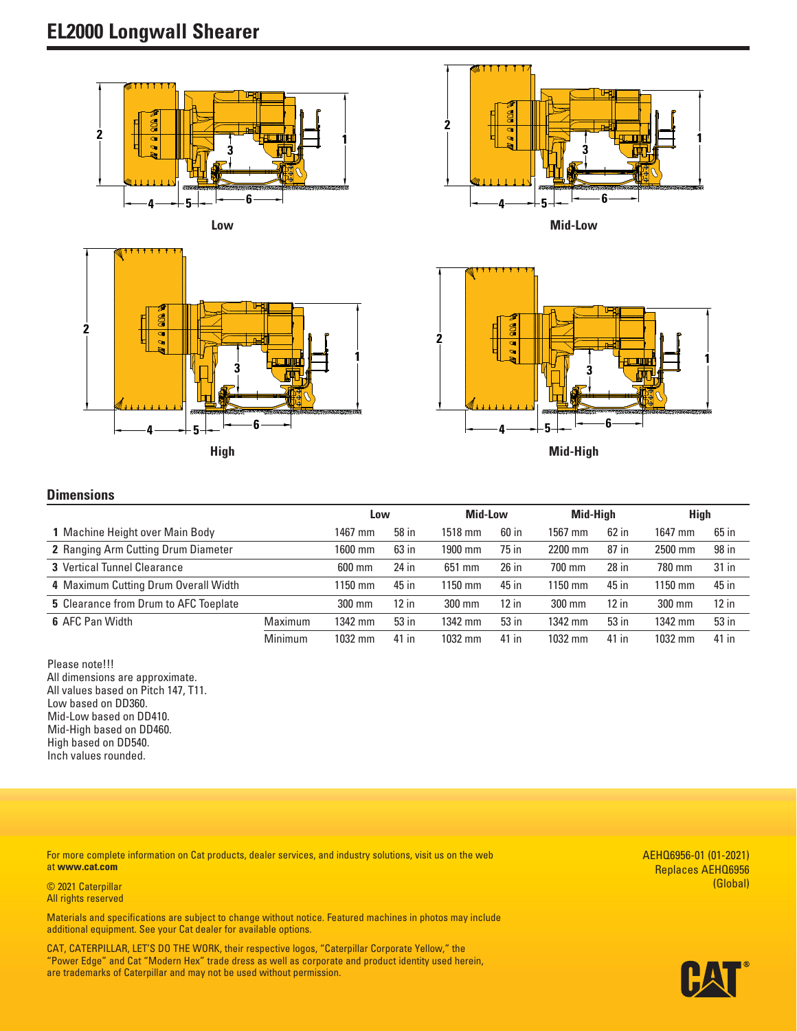# EL2000 Longwall Shearer

Low

Mid-Low

High

Mid-High

## Dimensions

| | | Low | | Mid-Low | | Mid-High | | High | |
|---|---|---|---|---|---|---|---|---|---|
| **1** Machine Height over Main Body | | 1467 mm | 58 in | 1518 mm | 60 in | 1567 mm | 62 in | 1647 mm | 65 in |
| **2** Ranging Arm Cutting Drum Diameter | | 1600 mm | 63 in | 1900 mm | 75 in | 2200 mm | 87 in | 2500 mm | 98 in |
| **3** Vertical Tunnel Clearance | | 600 mm | 24 in | 651 mm | 26 in | 700 mm | 28 in | 780 mm | 31 in |
| **4** Maximum Cutting Drum Overall Width | | 1150 mm | 45 in | 1150 mm | 45 in | 1150 mm | 45 in | 1150 mm | 45 in |
| **5** Clearance from Drum to AFC Toeplate | | 300 mm | 12 in | 300 mm | 12 in | 300 mm | 12 in | 300 mm | 12 in |
| **6** AFC Pan Width | Maximum | 1342 mm | 53 in | 1342 mm | 53 in | 1342 mm | 53 in | 1342 mm | 53 in |
| | Minimum | 1032 mm | 41 in | 1032 mm | 41 in | 1032 mm | 41 in | 1032 mm | 41 in |

Please note!!!
All dimensions are approximate.
All values based on Pitch 147, T11.
Low based on DD360.
Mid-Low based on DD410.
Mid-High based on DD460.
High based on DD540.
Inch values rounded.

For more complete information on Cat products, dealer services, and industry solutions, visit us on the web at **www.cat.com**

© 2021 Caterpillar
All rights reserved

Materials and specifications are subject to change without notice. Featured machines in photos may include additional equipment. See your Cat dealer for available options.

CAT, CATERPILLAR, LET'S DO THE WORK, their respective logos, "Caterpillar Corporate Yellow," the "Power Edge" and Cat "Modern Hex" trade dress as well as corporate and product identity used herein, are trademarks of Caterpillar and may not be used without permission.

AEHQ6956-01 (01-2021)
Replaces AEHQ6956
(Global)